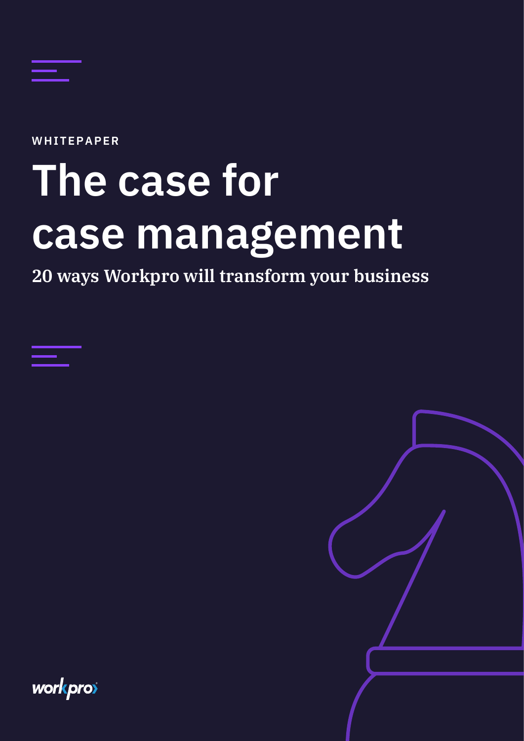WHITEPAPER

# The case for case management

## 20 ways Workpro will transform your business

workpro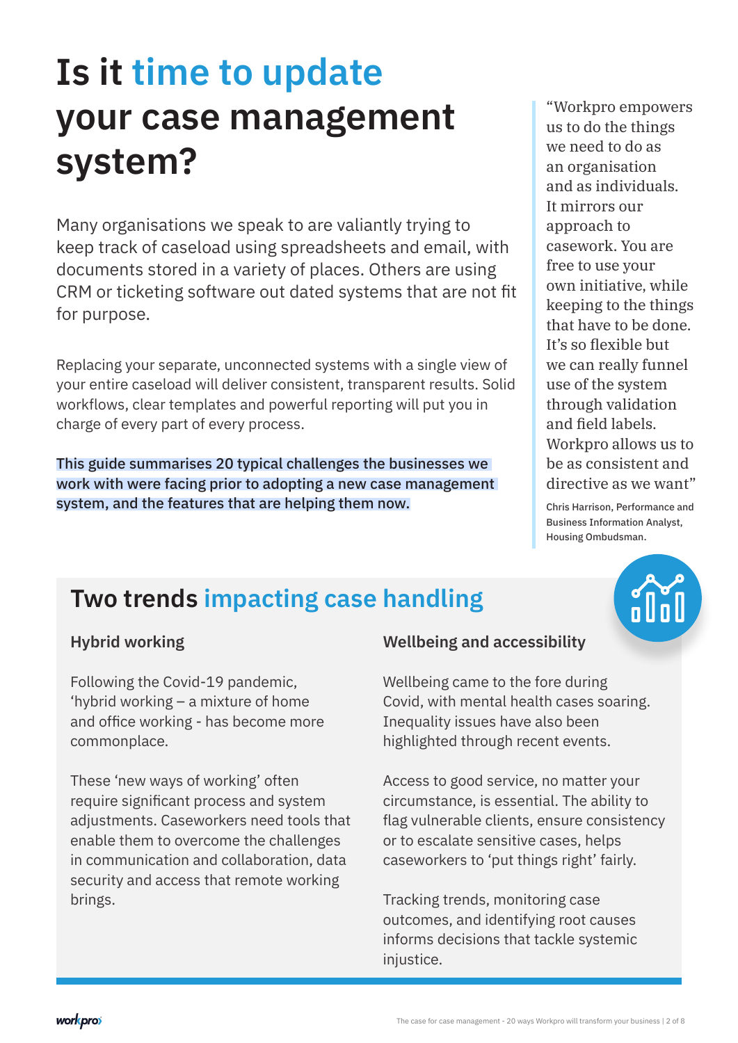# Is it time to update your case management system?

Many organisations we speak to are valiantly trying to keep track of caseload using spreadsheets and email, with documents stored in a variety of places. Others are using CRM or ticketing software out dated systems that are not fit for purpose.

Replacing your separate, unconnected systems with a single view of your entire caseload will deliver consistent, transparent results. Solid workflows, clear templates and powerful reporting will put you in charge of every part of every process.

This guide summarises 20 typical challenges the businesses we work with were facing prior to adopting a new case management system, and the features that are helping them now.

> "Workpro empowers us to do the things we need to do as an organisation and as individuals. It mirrors our approach to casework. You are free to use your own initiative, while keeping to the things that have to be done. It's so flexible but we can really funnel use of the system through validation and field labels. Workpro allows us to be as consistent and directive as we want"
>
> Chris Harrison, Performance and Business Information Analyst, Housing Ombudsman.

## Two trends impacting case handling

### Hybrid working

Following the Covid-19 pandemic, 'hybrid working – a mixture of home and office working - has become more commonplace.

These 'new ways of working' often require significant process and system adjustments. Caseworkers need tools that enable them to overcome the challenges in communication and collaboration, data security and access that remote working brings.

### Wellbeing and accessibility

Wellbeing came to the fore during Covid, with mental health cases soaring. Inequality issues have also been highlighted through recent events.

Access to good service, no matter your circumstance, is essential. The ability to flag vulnerable clients, ensure consistency or to escalate sensitive cases, helps caseworkers to 'put things right' fairly.

Tracking trends, monitoring case outcomes, and identifying root causes informs decisions that tackle systemic injustice.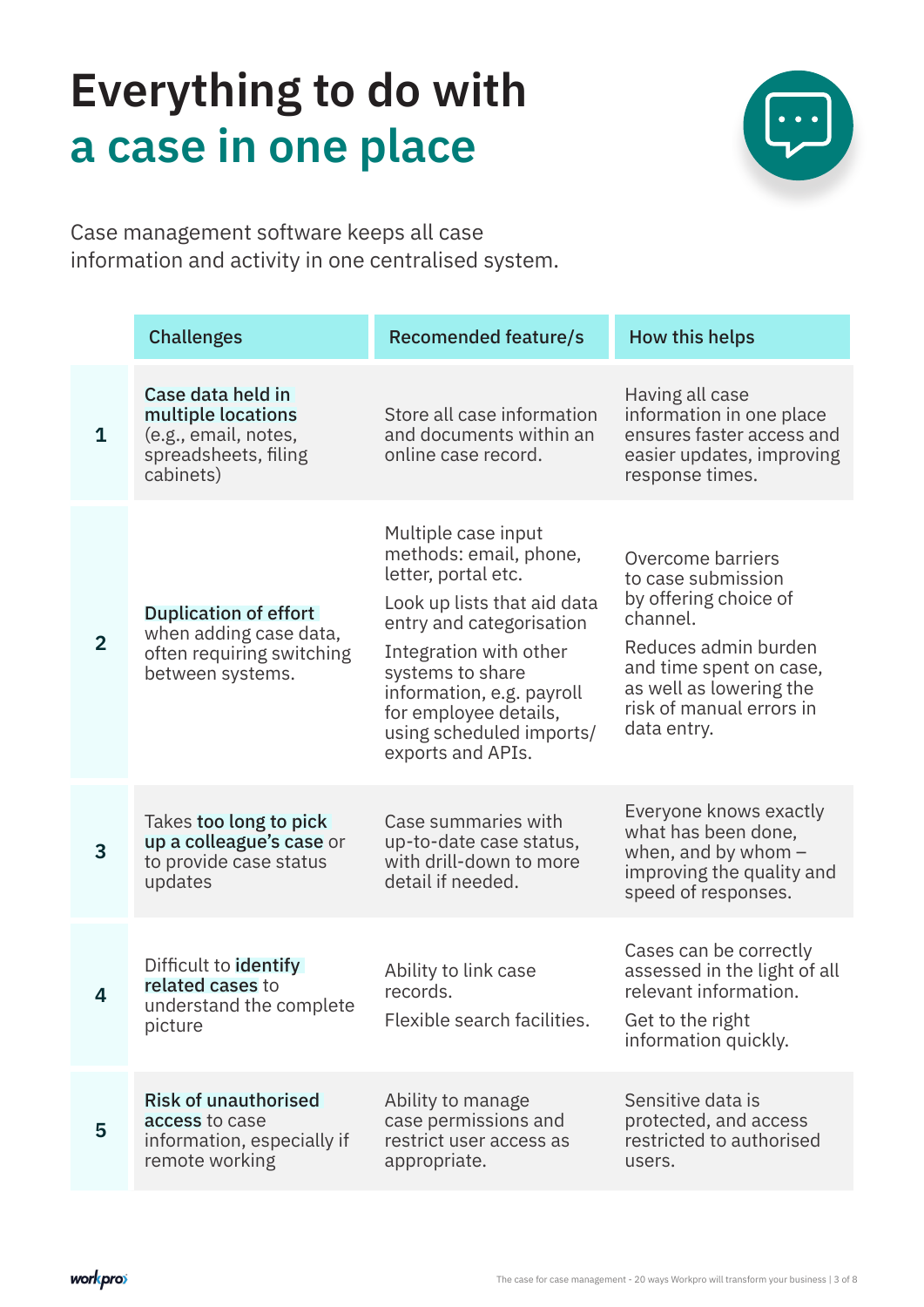# Everything to do with a case in one place

Case management software keeps all case information and activity in one centralised system.

| | Challenges | Recomended feature/s | How this helps |
|---|---|---|---|
| 1 | **Case data held in multiple locations** (e.g., email, notes, spreadsheets, filing cabinets) | Store all case information and documents within an online case record. | Having all case information in one place ensures faster access and easier updates, improving response times. |
| 2 | **Duplication of effort** when adding case data, often requiring switching between systems. | Multiple case input methods: email, phone, letter, portal etc. Look up lists that aid data entry and categorisation Integration with other systems to share information, e.g. payroll for employee details, using scheduled imports/ exports and APIs. | Overcome barriers to case submission by offering choice of channel. Reduces admin burden and time spent on case, as well as lowering the risk of manual errors in data entry. |
| 3 | Takes **too long to pick up a colleague's case** or to provide case status updates | Case summaries with up-to-date case status, with drill-down to more detail if needed. | Everyone knows exactly what has been done, when, and by whom – improving the quality and speed of responses. |
| 4 | Difficult to **identify related cases** to understand the complete picture | Ability to link case records. Flexible search facilities. | Cases can be correctly assessed in the light of all relevant information. Get to the right information quickly. |
| 5 | **Risk of unauthorised access** to case information, especially if remote working | Ability to manage case permissions and restrict user access as appropriate. | Sensitive data is protected, and access restricted to authorised users. |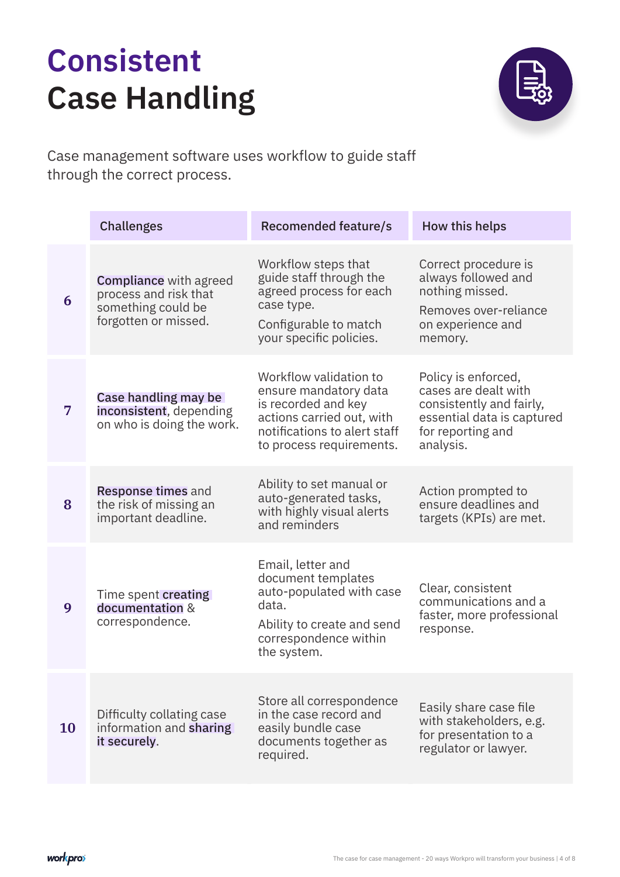# Consistent Case Handling

Case management software uses workflow to guide staff through the correct process.

| | Challenges | Recomended feature/s | How this helps |
|---|---|---|---|
| **6** | **Compliance** with agreed process and risk that something could be forgotten or missed. | Workflow steps that guide staff through the agreed process for each case type. Configurable to match your specific policies. | Correct procedure is always followed and nothing missed. Removes over-reliance on experience and memory. |
| **7** | **Case handling may be inconsistent**, depending on who is doing the work. | Workflow validation to ensure mandatory data is recorded and key actions carried out, with notifications to alert staff to process requirements. | Policy is enforced, cases are dealt with consistently and fairly, essential data is captured for reporting and analysis. |
| **8** | **Response times** and the risk of missing an important deadline. | Ability to set manual or auto-generated tasks, with highly visual alerts and reminders | Action prompted to ensure deadlines and targets (KPIs) are met. |
| **9** | Time spent **creating documentation** & correspondence. | Email, letter and document templates auto-populated with case data. Ability to create and send correspondence within the system. | Clear, consistent communications and a faster, more professional response. |
| **10** | Difficulty collating case information and **sharing it securely**. | Store all correspondence in the case record and easily bundle case documents together as required. | Easily share case file with stakeholders, e.g. for presentation to a regulator or lawyer. |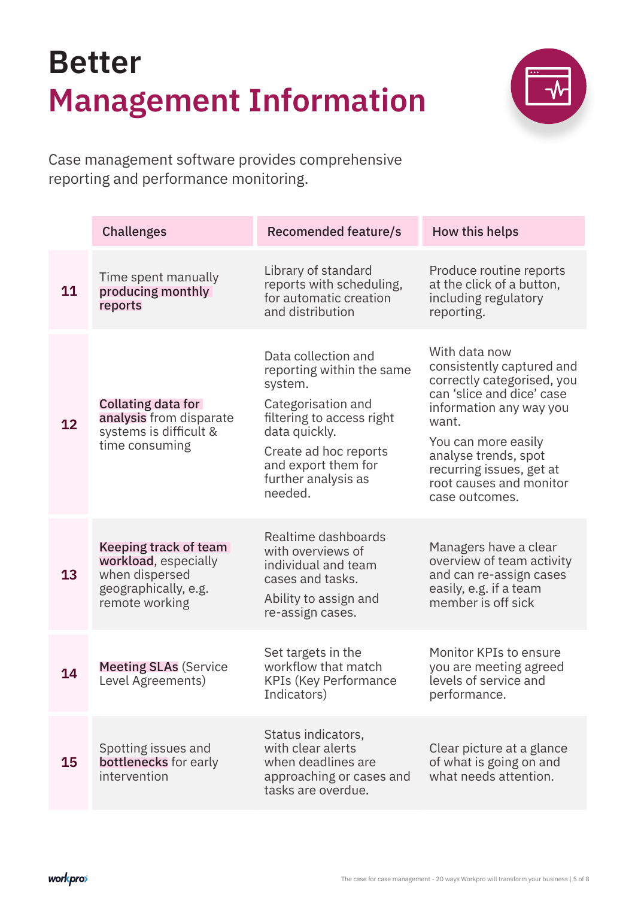# Better Management Information

Case management software provides comprehensive reporting and performance monitoring.

| | Challenges | Recomended feature/s | How this helps |
|---|---|---|---|
| **11** | Time spent manually **producing monthly reports** | Library of standard reports with scheduling, for automatic creation and distribution | Produce routine reports at the click of a button, including regulatory reporting. |
| **12** | **Collating data for analysis** from disparate systems is difficult & time consuming | Data collection and reporting within the same system.<br><br>Categorisation and filtering to access right data quickly.<br><br>Create ad hoc reports and export them for further analysis as needed. | With data now consistently captured and correctly categorised, you can 'slice and dice' case information any way you want.<br><br>You can more easily analyse trends, spot recurring issues, get at root causes and monitor case outcomes. |
| **13** | **Keeping track of team workload**, especially when dispersed geographically, e.g. remote working | Realtime dashboards with overviews of individual and team cases and tasks.<br><br>Ability to assign and re-assign cases. | Managers have a clear overview of team activity and can re-assign cases easily, e.g. if a team member is off sick |
| **14** | **Meeting SLAs** (Service Level Agreements) | Set targets in the workflow that match KPIs (Key Performance Indicators) | Monitor KPIs to ensure you are meeting agreed levels of service and performance. |
| **15** | Spotting issues and **bottlenecks** for early intervention | Status indicators, with clear alerts when deadlines are approaching or cases and tasks are overdue. | Clear picture at a glance of what is going on and what needs attention. |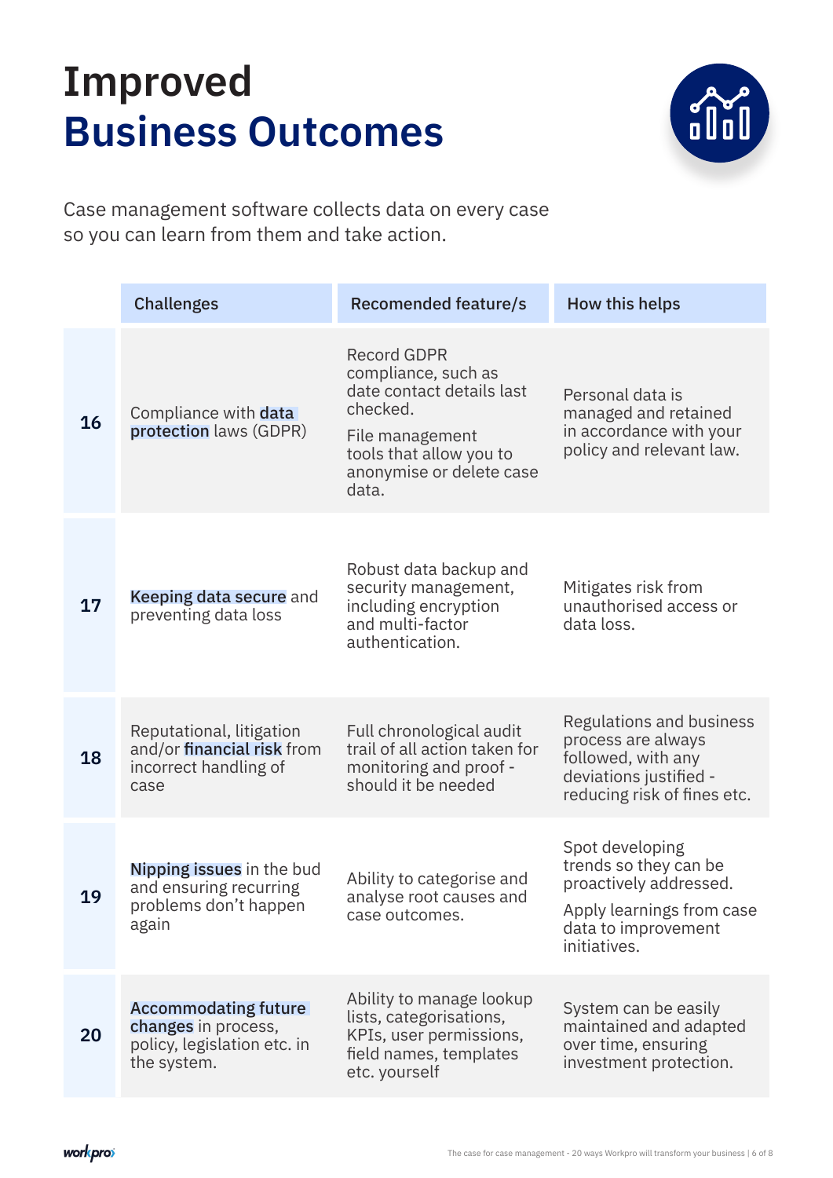# Improved
# Business Outcomes

Case management software collects data on every case so you can learn from them and take action.

| | Challenges | Recomended feature/s | How this helps |
|---|---|---|---|
| **16** | Compliance with **data protection** laws (GDPR) | Record GDPR compliance, such as date contact details last checked.<br><br>File management tools that allow you to anonymise or delete case data. | Personal data is managed and retained in accordance with your policy and relevant law. |
| **17** | **Keeping data secure** and preventing data loss | Robust data backup and security management, including encryption and multi-factor authentication. | Mitigates risk from unauthorised access or data loss. |
| **18** | Reputational, litigation and/or **financial risk** from incorrect handling of case | Full chronological audit trail of all action taken for monitoring and proof - should it be needed | Regulations and business process are always followed, with any deviations justified - reducing risk of fines etc. |
| **19** | **Nipping issues** in the bud and ensuring recurring problems don't happen again | Ability to categorise and analyse root causes and case outcomes. | Spot developing trends so they can be proactively addressed.<br><br>Apply learnings from case data to improvement initiatives. |
| **20** | **Accommodating future changes** in process, policy, legislation etc. in the system. | Ability to manage lookup lists, categorisations, KPIs, user permissions, field names, templates etc. yourself | System can be easily maintained and adapted over time, ensuring investment protection. |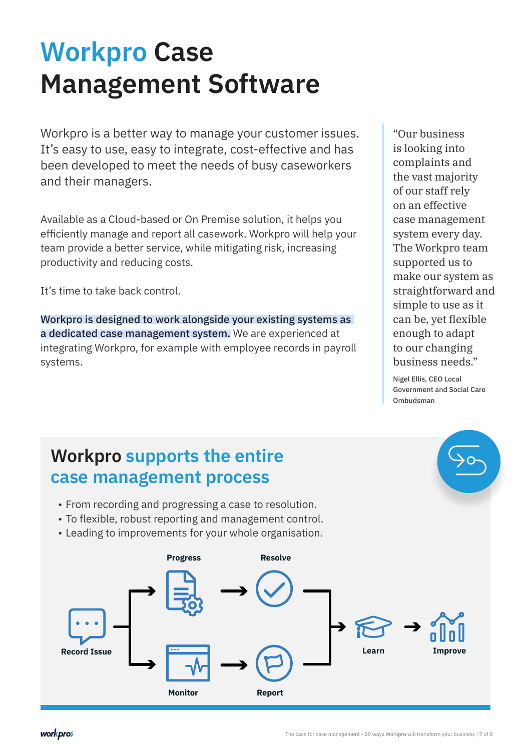# Workpro Case Management Software

Workpro is a better way to manage your customer issues. It's easy to use, easy to integrate, cost-effective and has been developed to meet the needs of busy caseworkers and their managers.

Available as a Cloud-based or On Premise solution, it helps you efficiently manage and report all casework. Workpro will help your team provide a better service, while mitigating risk, increasing productivity and reducing costs.

It's time to take back control.

**Workpro is designed to work alongside your existing systems as a dedicated case management system.** We are experienced at integrating Workpro, for example with employee records in payroll systems.

> "Our business is looking into complaints and the vast majority of our staff rely on an effective case management system every day. The Workpro team supported us to make our system as straightforward and simple to use as it can be, yet flexible enough to adapt to our changing business needs."
>
> Nigel Ellis, CEO Local Government and Social Care Ombudsman

## Workpro supports the entire case management process

- From recording and progressing a case to resolution.
- To flexible, robust reporting and management control.
- Leading to improvements for your whole organisation.

Record Issue → Progress → Resolve / Monitor → Report → Learn → Improve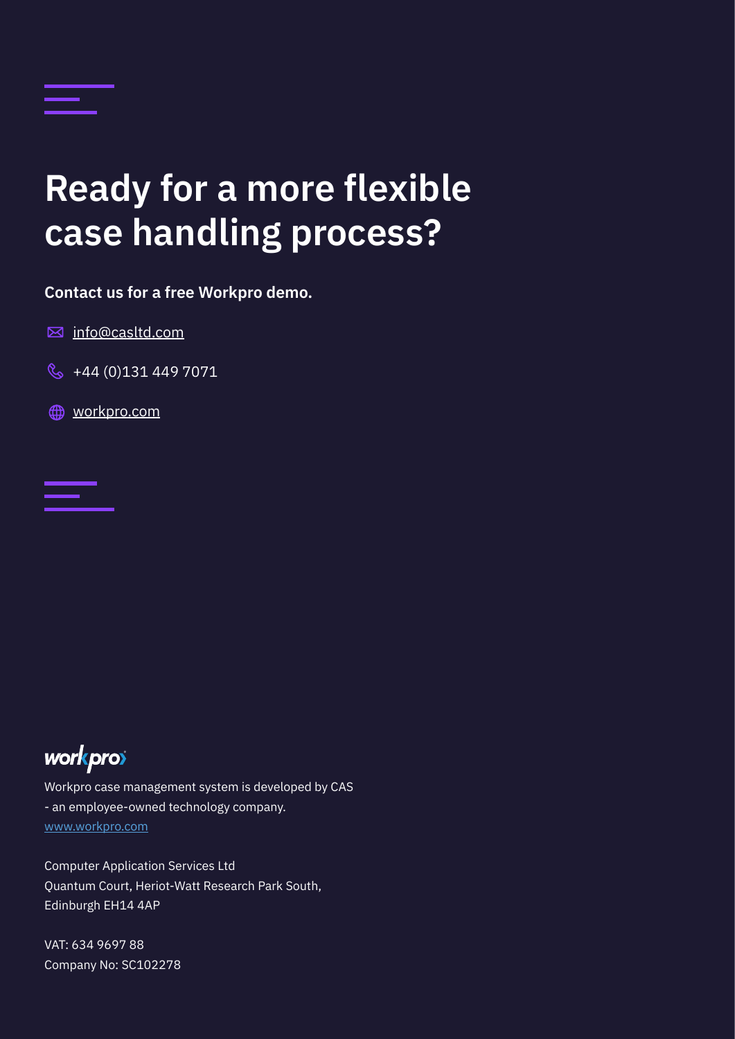# Ready for a more flexible case handling process?

**Contact us for a free Workpro demo.**

info@casltd.com

+44 (0)131 449 7071

workpro.com

workpro

Workpro case management system is developed by CAS - an employee-owned technology company.
www.workpro.com

Computer Application Services Ltd
Quantum Court, Heriot-Watt Research Park South,
Edinburgh EH14 4AP

VAT: 634 9697 88
Company No: SC102278